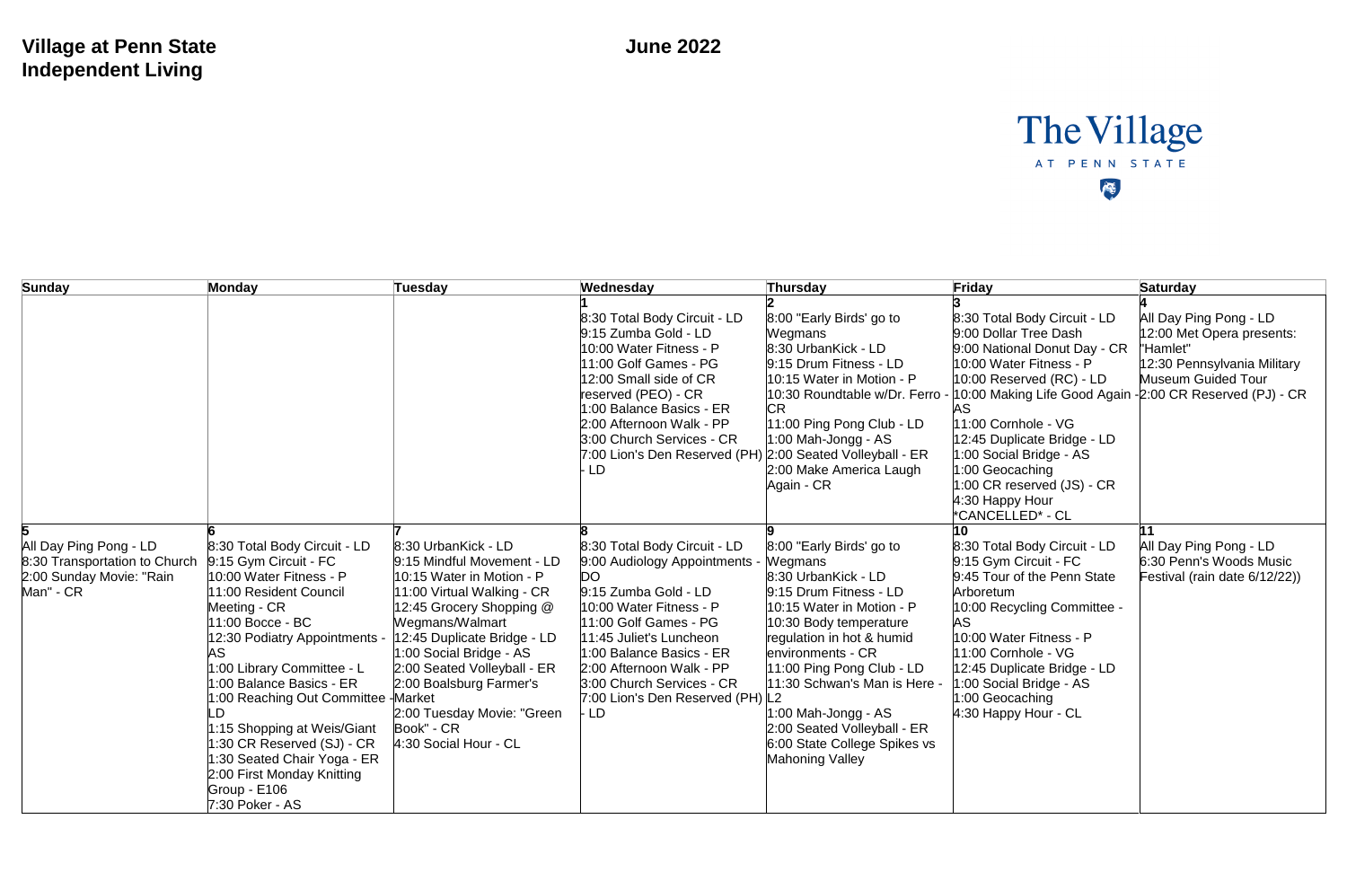# Village at Penn State
## Independent Living

## June 2022

The Village AT PENN STATE

| Sunday | Monday | Tuesday | Wednesday | Thursday | Friday | Saturday |
|---|---|---|---|---|---|---|
| | | | **1**<br>8:30 Total Body Circuit - LD<br>9:15 Zumba Gold - LD<br>10:00 Water Fitness - P<br>11:00 Golf Games - PG<br>12:00 Small side of CR reserved (PEO) - CR<br>1:00 Balance Basics - ER<br>2:00 Afternoon Walk - PP<br>3:00 Church Services - CR<br>7:00 Lion's Den Reserved (PH) - LD | **2**<br>8:00 "Early Birds' go to Wegmans<br>8:30 UrbanKick - LD<br>9:15 Drum Fitness - LD<br>10:15 Water in Motion - P<br>10:30 Roundtable w/Dr. Ferro - CR<br>11:00 Ping Pong Club - LD<br>1:00 Mah-Jongg - AS<br>2:00 Seated Volleyball - ER<br>2:00 Make America Laugh Again - CR | **3**<br>8:30 Total Body Circuit - LD<br>9:00 Dollar Tree Dash<br>9:00 National Donut Day - CR<br>10:00 Water Fitness - P<br>10:00 Reserved (RC) - LD<br>10:00 Making Life Good Again - AS<br>11:00 Cornhole - VG<br>12:45 Duplicate Bridge - LD<br>1:00 Social Bridge - AS<br>1:00 Geocaching<br>1:00 CR reserved (JS) - CR<br>4:30 Happy Hour *CANCELLED* - CL | **4**<br>All Day Ping Pong - LD<br>12:00 Met Opera presents: "Hamlet"<br>12:30 Pennsylvania Military Museum Guided Tour<br>2:00 CR Reserved (PJ) - CR |
| **5**<br>All Day Ping Pong - LD<br>8:30 Transportation to Church<br>2:00 Sunday Movie: "Rain Man" - CR | **6**<br>8:30 Total Body Circuit - LD<br>9:15 Gym Circuit - FC<br>10:00 Water Fitness - P<br>11:00 Resident Council Meeting - CR<br>11:00 Bocce - BC<br>12:30 Podiatry Appointments - AS<br>1:00 Library Committee - L<br>1:00 Balance Basics - ER<br>1:00 Reaching Out Committee - LD<br>1:15 Shopping at Weis/Giant<br>1:30 CR Reserved (SJ) - CR<br>1:30 Seated Chair Yoga - ER<br>2:00 First Monday Knitting Group - E106<br>7:30 Poker - AS | **7**<br>8:30 UrbanKick - LD<br>9:15 Mindful Movement - LD<br>10:15 Water in Motion - P<br>11:00 Virtual Walking - CR<br>12:45 Grocery Shopping @ Wegmans/Walmart<br>12:45 Duplicate Bridge - LD<br>1:00 Social Bridge - AS<br>2:00 Seated Volleyball - ER<br>2:00 Boalsburg Farmer's Market<br>2:00 Tuesday Movie: "Green Book" - CR<br>4:30 Social Hour - CL | **8**<br>8:30 Total Body Circuit - LD<br>9:00 Audiology Appointments - DO<br>9:15 Zumba Gold - LD<br>10:00 Water Fitness - P<br>11:00 Golf Games - PG<br>11:45 Juliet's Luncheon<br>1:00 Balance Basics - ER<br>2:00 Afternoon Walk - PP<br>3:00 Church Services - CR<br>7:00 Lion's Den Reserved (PH) - LD | **9**<br>8:00 "Early Birds' go to Wegmans<br>8:30 UrbanKick - LD<br>9:15 Drum Fitness - LD<br>10:15 Water in Motion - P<br>10:30 Body temperature regulation in hot & humid environments - CR<br>11:00 Ping Pong Club - LD<br>11:30 Schwan's Man is Here - L2<br>1:00 Mah-Jongg - AS<br>2:00 Seated Volleyball - ER<br>6:00 State College Spikes vs Mahoning Valley | **10**<br>8:30 Total Body Circuit - LD<br>9:15 Gym Circuit - FC<br>9:45 Tour of the Penn State Arboretum<br>10:00 Recycling Committee - AS<br>10:00 Water Fitness - P<br>11:00 Cornhole - VG<br>12:45 Duplicate Bridge - LD<br>1:00 Social Bridge - AS<br>1:00 Geocaching<br>4:30 Happy Hour - CL | **11**<br>All Day Ping Pong - LD<br>6:30 Penn's Woods Music Festival (rain date 6/12/22)) |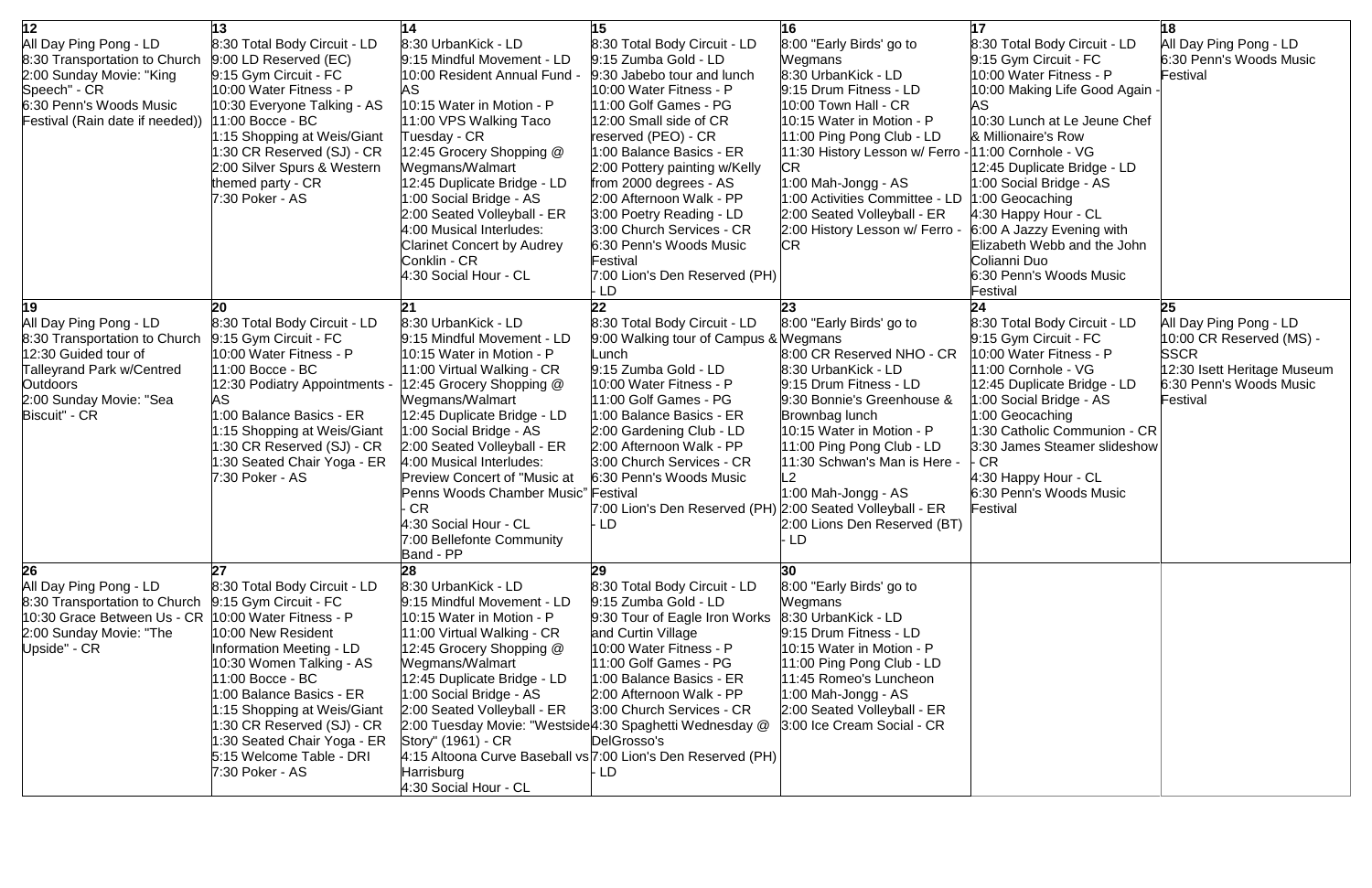| | | | | | | |
|---|---|---|---|---|---|---|
| **12**<br>All Day Ping Pong - LD<br>8:30 Transportation to Church<br>2:00 Sunday Movie: "King Speech" - CR<br>6:30 Penn's Woods Music Festival (Rain date if needed)) | **13**<br>8:30 Total Body Circuit - LD<br>9:00 LD Reserved (EC)<br>9:15 Gym Circuit - FC<br>10:00 Water Fitness - P<br>10:30 Everyone Talking - AS<br>11:00 Bocce - BC<br>1:15 Shopping at Weis/Giant<br>1:30 CR Reserved (SJ) - CR<br>2:00 Silver Spurs & Western themed party - CR<br>7:30 Poker - AS | **14**<br>8:30 UrbanKick - LD<br>9:15 Mindful Movement - LD<br>10:00 Resident Annual Fund - AS<br>10:15 Water in Motion - P<br>11:00 VPS Walking Taco Tuesday - CR<br>12:45 Grocery Shopping @ Wegmans/Walmart<br>12:45 Duplicate Bridge - LD<br>1:00 Social Bridge - AS<br>2:00 Seated Volleyball - ER<br>4:00 Musical Interludes: Clarinet Concert by Audrey Conklin - CR<br>4:30 Social Hour - CL | **15**<br>8:30 Total Body Circuit - LD<br>9:15 Zumba Gold - LD<br>9:30 Jabebo tour and lunch<br>10:00 Water Fitness - P<br>11:00 Golf Games - PG<br>12:00 Small side of CR reserved (PEO) - CR<br>1:00 Balance Basics - ER<br>2:00 Pottery painting w/Kelly from 2000 degrees - AS<br>2:00 Afternoon Walk - PP<br>3:00 Poetry Reading - LD<br>3:00 Church Services - CR<br>6:30 Penn's Woods Music Festival<br>7:00 Lion's Den Reserved (PH) - LD | **16**<br>8:00 "Early Birds' go to Wegmans<br>8:30 UrbanKick - LD<br>9:15 Drum Fitness - LD<br>10:00 Town Hall - CR<br>10:15 Water in Motion - P<br>11:00 Ping Pong Club - LD<br>11:30 History Lesson w/ Ferro - CR<br>1:00 Mah-Jongg - AS<br>1:00 Activities Committee - LD<br>2:00 Seated Volleyball - ER<br>2:00 History Lesson w/ Ferro - CR | **17**<br>8:30 Total Body Circuit - LD<br>9:15 Gym Circuit - FC<br>10:00 Water Fitness - P<br>10:00 Making Life Good Again - AS<br>10:30 Lunch at Le Jeune Chef & Millionaire's Row<br>11:00 Cornhole - VG<br>12:45 Duplicate Bridge - LD<br>1:00 Social Bridge - AS<br>1:00 Geocaching<br>4:30 Happy Hour - CL<br>6:00 A Jazzy Evening with Elizabeth Webb and the John Colianni Duo<br>6:30 Penn's Woods Music Festival | **18**<br>All Day Ping Pong - LD<br>6:30 Penn's Woods Music Festival |
| **19**<br>All Day Ping Pong - LD<br>8:30 Transportation to Church<br>12:30 Guided tour of Talleyrand Park w/Centred Outdoors<br>2:00 Sunday Movie: "Sea Biscuit" - CR | **20**<br>8:30 Total Body Circuit - LD<br>9:15 Gym Circuit - FC<br>10:00 Water Fitness - P<br>11:00 Bocce - BC<br>12:30 Podiatry Appointments - AS<br>1:00 Balance Basics - ER<br>1:15 Shopping at Weis/Giant<br>1:30 CR Reserved (SJ) - CR<br>1:30 Seated Chair Yoga - ER<br>7:30 Poker - AS | **21**<br>8:30 UrbanKick - LD<br>9:15 Mindful Movement - LD<br>10:15 Water in Motion - P<br>11:00 Virtual Walking - CR<br>12:45 Grocery Shopping @ Wegmans/Walmart<br>12:45 Duplicate Bridge - LD<br>1:00 Social Bridge - AS<br>2:00 Seated Volleyball - ER<br>4:00 Musical Interludes: Preview Concert of "Music at Penns Woods Chamber Music" - CR<br>4:30 Social Hour - CL<br>7:00 Bellefonte Community Band - PP | **22**<br>8:30 Total Body Circuit - LD<br>9:00 Walking tour of Campus & Lunch<br>9:15 Zumba Gold - LD<br>10:00 Water Fitness - P<br>11:00 Golf Games - PG<br>1:00 Balance Basics - ER<br>2:00 Gardening Club - LD<br>2:00 Afternoon Walk - PP<br>3:00 Church Services - CR<br>6:30 Penn's Woods Music Festival<br>7:00 Lion's Den Reserved (PH) - LD | **23**<br>8:00 "Early Birds' go to Wegmans<br>8:00 CR Reserved NHO - CR<br>8:30 UrbanKick - LD<br>9:15 Drum Fitness - LD<br>9:30 Bonnie's Greenhouse & Brownbag lunch<br>10:15 Water in Motion - P<br>11:00 Ping Pong Club - LD<br>11:30 Schwan's Man is Here - L2<br>1:00 Mah-Jongg - AS<br>2:00 Seated Volleyball - ER<br>2:00 Lions Den Reserved (BT) - LD | **24**<br>8:30 Total Body Circuit - LD<br>9:15 Gym Circuit - FC<br>10:00 Water Fitness - P<br>11:00 Cornhole - VG<br>12:45 Duplicate Bridge - LD<br>1:00 Social Bridge - AS<br>1:00 Geocaching<br>1:30 Catholic Communion - CR<br>3:30 James Steamer slideshow - CR<br>4:30 Happy Hour - CL<br>6:30 Penn's Woods Music Festival | **25**<br>All Day Ping Pong - LD<br>10:00 CR Reserved (MS) - SSCR<br>12:30 Isett Heritage Museum<br>6:30 Penn's Woods Music Festival |
| **26**<br>All Day Ping Pong - LD<br>8:30 Transportation to Church<br>10:30 Grace Between Us - CR<br>2:00 Sunday Movie: "The Upside" - CR | **27**<br>8:30 Total Body Circuit - LD<br>9:15 Gym Circuit - FC<br>10:00 Water Fitness - P<br>10:00 New Resident Information Meeting - LD<br>10:30 Women Talking - AS<br>11:00 Bocce - BC<br>1:00 Balance Basics - ER<br>1:15 Shopping at Weis/Giant<br>1:30 CR Reserved (SJ) - CR<br>1:30 Seated Chair Yoga - ER<br>5:15 Welcome Table - DRI<br>7:30 Poker - AS | **28**<br>8:30 UrbanKick - LD<br>9:15 Mindful Movement - LD<br>10:15 Water in Motion - P<br>11:00 Virtual Walking - CR<br>12:45 Grocery Shopping @ Wegmans/Walmart<br>12:45 Duplicate Bridge - LD<br>1:00 Social Bridge - AS<br>2:00 Seated Volleyball - ER<br>2:00 Tuesday Movie: "Westside Story" (1961) - CR<br>4:15 Altoona Curve Baseball vs Harrisburg<br>4:30 Social Hour - CL | **29**<br>8:30 Total Body Circuit - LD<br>9:15 Zumba Gold - LD<br>9:30 Tour of Eagle Iron Works and Curtin Village<br>10:00 Water Fitness - P<br>11:00 Golf Games - PG<br>1:00 Balance Basics - ER<br>2:00 Afternoon Walk - PP<br>3:00 Church Services - CR<br>4:30 Spaghetti Wednesday @ DelGrosso's<br>7:00 Lion's Den Reserved (PH) - LD | **30**<br>8:00 "Early Birds' go to Wegmans<br>8:30 UrbanKick - LD<br>9:15 Drum Fitness - LD<br>10:15 Water in Motion - P<br>11:00 Ping Pong Club - LD<br>11:45 Romeo's Luncheon<br>1:00 Mah-Jongg - AS<br>2:00 Seated Volleyball - ER<br>3:00 Ice Cream Social - CR | | |